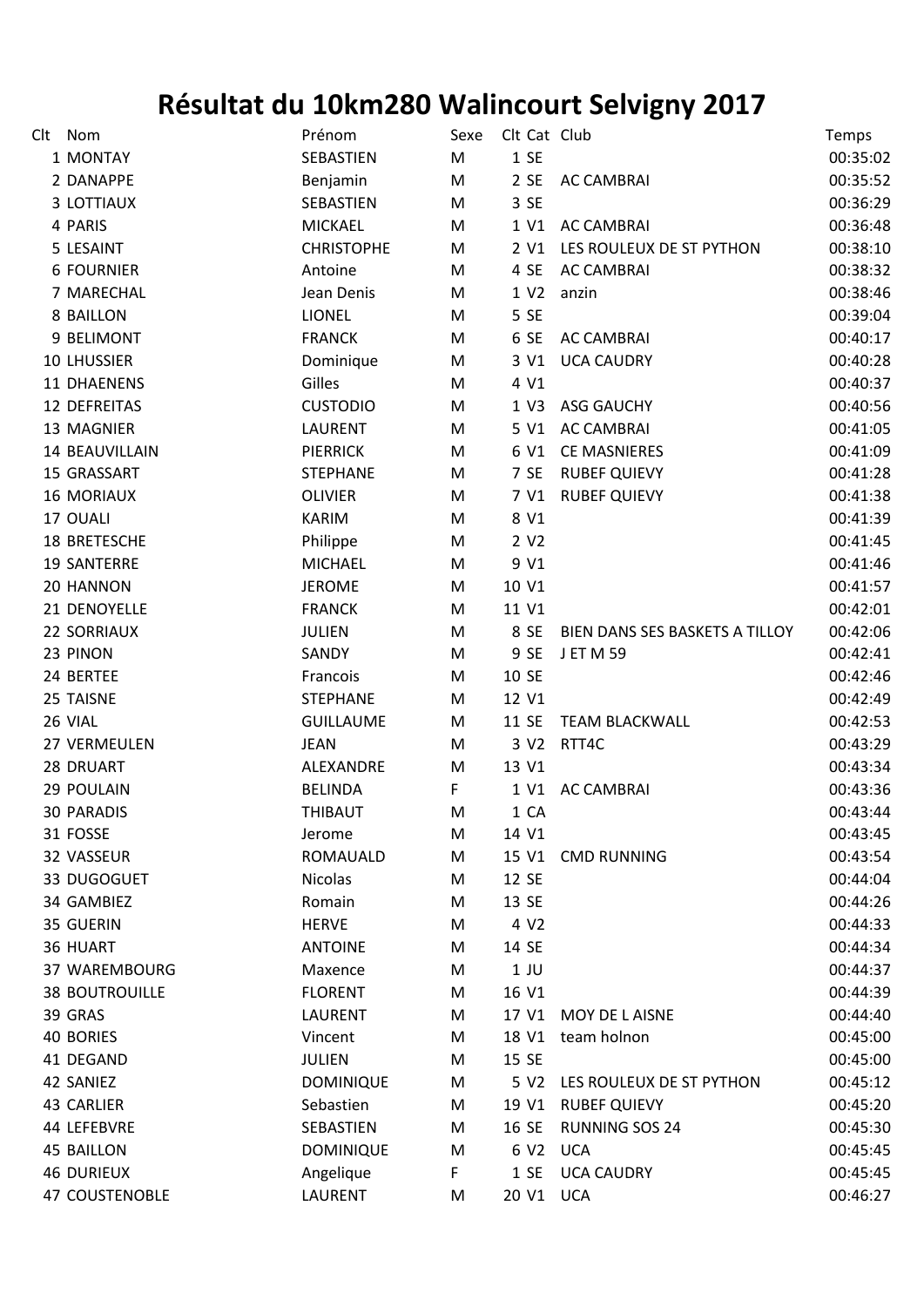# Résultat du 10km280 Walincourt Selvigny 2017

| Clt | Nom | Prénom | Sexe | Clt | Cat | Club | Temps |
|---|---|---|---|---|---|---|---|
| 1 | MONTAY | SEBASTIEN | M | 1 | SE | | 00:35:02 |
| 2 | DANAPPE | Benjamin | M | 2 | SE | AC CAMBRAI | 00:35:52 |
| 3 | LOTTIAUX | SEBASTIEN | M | 3 | SE | | 00:36:29 |
| 4 | PARIS | MICKAEL | M | 1 | V1 | AC CAMBRAI | 00:36:48 |
| 5 | LESAINT | CHRISTOPHE | M | 2 | V1 | LES ROULEUX DE ST PYTHON | 00:38:10 |
| 6 | FOURNIER | Antoine | M | 4 | SE | AC CAMBRAI | 00:38:32 |
| 7 | MARECHAL | Jean Denis | M | 1 | V2 | anzin | 00:38:46 |
| 8 | BAILLON | LIONEL | M | 5 | SE | | 00:39:04 |
| 9 | BELIMONT | FRANCK | M | 6 | SE | AC CAMBRAI | 00:40:17 |
| 10 | LHUSSIER | Dominique | M | 3 | V1 | UCA CAUDRY | 00:40:28 |
| 11 | DHAENENS | Gilles | M | 4 | V1 | | 00:40:37 |
| 12 | DEFREITAS | CUSTODIO | M | 1 | V3 | ASG GAUCHY | 00:40:56 |
| 13 | MAGNIER | LAURENT | M | 5 | V1 | AC CAMBRAI | 00:41:05 |
| 14 | BEAUVILLAIN | PIERRICK | M | 6 | V1 | CE MASNIERES | 00:41:09 |
| 15 | GRASSART | STEPHANE | M | 7 | SE | RUBEF QUIEVY | 00:41:28 |
| 16 | MORIAUX | OLIVIER | M | 7 | V1 | RUBEF QUIEVY | 00:41:38 |
| 17 | OUALI | KARIM | M | 8 | V1 | | 00:41:39 |
| 18 | BRETESCHE | Philippe | M | 2 | V2 | | 00:41:45 |
| 19 | SANTERRE | MICHAEL | M | 9 | V1 | | 00:41:46 |
| 20 | HANNON | JEROME | M | 10 | V1 | | 00:41:57 |
| 21 | DENOYELLE | FRANCK | M | 11 | V1 | | 00:42:01 |
| 22 | SORRIAUX | JULIEN | M | 8 | SE | BIEN DANS SES BASKETS A TILLOY | 00:42:06 |
| 23 | PINON | SANDY | M | 9 | SE | J ET M 59 | 00:42:41 |
| 24 | BERTEE | Francois | M | 10 | SE | | 00:42:46 |
| 25 | TAISNE | STEPHANE | M | 12 | V1 | | 00:42:49 |
| 26 | VIAL | GUILLAUME | M | 11 | SE | TEAM BLACKWALL | 00:42:53 |
| 27 | VERMEULEN | JEAN | M | 3 | V2 | RTT4C | 00:43:29 |
| 28 | DRUART | ALEXANDRE | M | 13 | V1 | | 00:43:34 |
| 29 | POULAIN | BELINDA | F | 1 | V1 | AC CAMBRAI | 00:43:36 |
| 30 | PARADIS | THIBAUT | M | 1 | CA | | 00:43:44 |
| 31 | FOSSE | Jerome | M | 14 | V1 | | 00:43:45 |
| 32 | VASSEUR | ROMAUALD | M | 15 | V1 | CMD RUNNING | 00:43:54 |
| 33 | DUGOGUET | Nicolas | M | 12 | SE | | 00:44:04 |
| 34 | GAMBIEZ | Romain | M | 13 | SE | | 00:44:26 |
| 35 | GUERIN | HERVE | M | 4 | V2 | | 00:44:33 |
| 36 | HUART | ANTOINE | M | 14 | SE | | 00:44:34 |
| 37 | WAREMBOURG | Maxence | M | 1 | JU | | 00:44:37 |
| 38 | BOUTROUILLE | FLORENT | M | 16 | V1 | | 00:44:39 |
| 39 | GRAS | LAURENT | M | 17 | V1 | MOY DE L AISNE | 00:44:40 |
| 40 | BORIES | Vincent | M | 18 | V1 | team holnon | 00:45:00 |
| 41 | DEGAND | JULIEN | M | 15 | SE | | 00:45:00 |
| 42 | SANIEZ | DOMINIQUE | M | 5 | V2 | LES ROULEUX DE ST PYTHON | 00:45:12 |
| 43 | CARLIER | Sebastien | M | 19 | V1 | RUBEF QUIEVY | 00:45:20 |
| 44 | LEFEBVRE | SEBASTIEN | M | 16 | SE | RUNNING SOS 24 | 00:45:30 |
| 45 | BAILLON | DOMINIQUE | M | 6 | V2 | UCA | 00:45:45 |
| 46 | DURIEUX | Angelique | F | 1 | SE | UCA CAUDRY | 00:45:45 |
| 47 | COUSTENOBLE | LAURENT | M | 20 | V1 | UCA | 00:46:27 |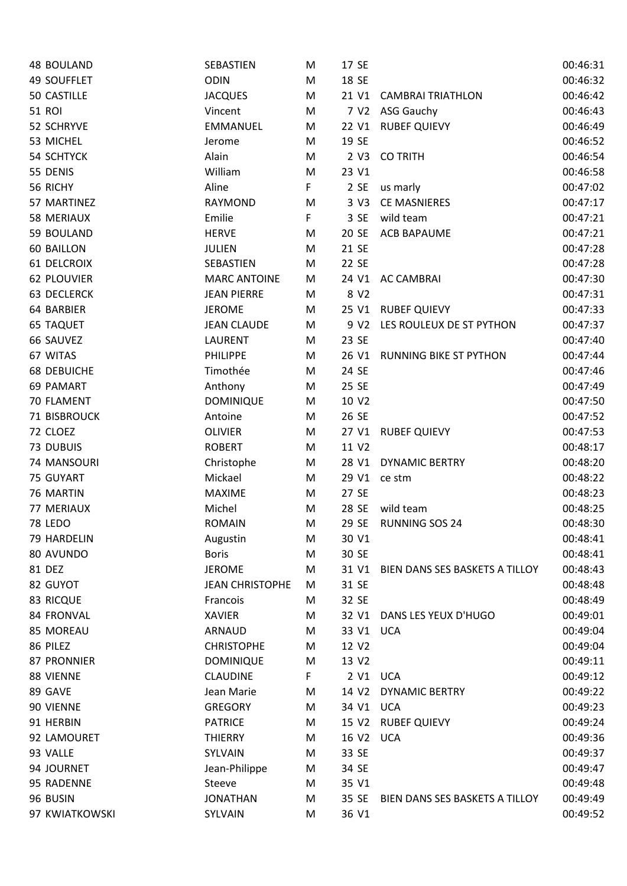| | | | | | | |
|---|---|---|---|---|---|---|
| 48 | BOULAND | SEBASTIEN | M | 17 SE | | 00:46:31 |
| 49 | SOUFFLET | ODIN | M | 18 SE | | 00:46:32 |
| 50 | CASTILLE | JACQUES | M | 21 V1 | CAMBRAI TRIATHLON | 00:46:42 |
| 51 | ROI | Vincent | M | 7 V2 | ASG Gauchy | 00:46:43 |
| 52 | SCHRYVE | EMMANUEL | M | 22 V1 | RUBEF QUIEVY | 00:46:49 |
| 53 | MICHEL | Jerome | M | 19 SE | | 00:46:52 |
| 54 | SCHTYCK | Alain | M | 2 V3 | CO TRITH | 00:46:54 |
| 55 | DENIS | William | M | 23 V1 | | 00:46:58 |
| 56 | RICHY | Aline | F | 2 SE | us marly | 00:47:02 |
| 57 | MARTINEZ | RAYMOND | M | 3 V3 | CE MASNIERES | 00:47:17 |
| 58 | MERIAUX | Emilie | F | 3 SE | wild team | 00:47:21 |
| 59 | BOULAND | HERVE | M | 20 SE | ACB BAPAUME | 00:47:21 |
| 60 | BAILLON | JULIEN | M | 21 SE | | 00:47:28 |
| 61 | DELCROIX | SEBASTIEN | M | 22 SE | | 00:47:28 |
| 62 | PLOUVIER | MARC ANTOINE | M | 24 V1 | AC CAMBRAI | 00:47:30 |
| 63 | DECLERCK | JEAN PIERRE | M | 8 V2 | | 00:47:31 |
| 64 | BARBIER | JEROME | M | 25 V1 | RUBEF QUIEVY | 00:47:33 |
| 65 | TAQUET | JEAN CLAUDE | M | 9 V2 | LES ROULEUX DE ST PYTHON | 00:47:37 |
| 66 | SAUVEZ | LAURENT | M | 23 SE | | 00:47:40 |
| 67 | WITAS | PHILIPPE | M | 26 V1 | RUNNING BIKE ST PYTHON | 00:47:44 |
| 68 | DEBUICHE | Timothée | M | 24 SE | | 00:47:46 |
| 69 | PAMART | Anthony | M | 25 SE | | 00:47:49 |
| 70 | FLAMENT | DOMINIQUE | M | 10 V2 | | 00:47:50 |
| 71 | BISBROUCK | Antoine | M | 26 SE | | 00:47:52 |
| 72 | CLOEZ | OLIVIER | M | 27 V1 | RUBEF QUIEVY | 00:47:53 |
| 73 | DUBUIS | ROBERT | M | 11 V2 | | 00:48:17 |
| 74 | MANSOURI | Christophe | M | 28 V1 | DYNAMIC BERTRY | 00:48:20 |
| 75 | GUYART | Mickael | M | 29 V1 | ce stm | 00:48:22 |
| 76 | MARTIN | MAXIME | M | 27 SE | | 00:48:23 |
| 77 | MERIAUX | Michel | M | 28 SE | wild team | 00:48:25 |
| 78 | LEDO | ROMAIN | M | 29 SE | RUNNING SOS 24 | 00:48:30 |
| 79 | HARDELIN | Augustin | M | 30 V1 | | 00:48:41 |
| 80 | AVUNDO | Boris | M | 30 SE | | 00:48:41 |
| 81 | DEZ | JEROME | M | 31 V1 | BIEN DANS SES BASKETS A TILLOY | 00:48:43 |
| 82 | GUYOT | JEAN CHRISTOPHE | M | 31 SE | | 00:48:48 |
| 83 | RICQUE | Francois | M | 32 SE | | 00:48:49 |
| 84 | FRONVAL | XAVIER | M | 32 V1 | DANS LES YEUX D'HUGO | 00:49:01 |
| 85 | MOREAU | ARNAUD | M | 33 V1 | UCA | 00:49:04 |
| 86 | PILEZ | CHRISTOPHE | M | 12 V2 | | 00:49:04 |
| 87 | PRONNIER | DOMINIQUE | M | 13 V2 | | 00:49:11 |
| 88 | VIENNE | CLAUDINE | F | 2 V1 | UCA | 00:49:12 |
| 89 | GAVE | Jean Marie | M | 14 V2 | DYNAMIC BERTRY | 00:49:22 |
| 90 | VIENNE | GREGORY | M | 34 V1 | UCA | 00:49:23 |
| 91 | HERBIN | PATRICE | M | 15 V2 | RUBEF QUIEVY | 00:49:24 |
| 92 | LAMOURET | THIERRY | M | 16 V2 | UCA | 00:49:36 |
| 93 | VALLE | SYLVAIN | M | 33 SE | | 00:49:37 |
| 94 | JOURNET | Jean-Philippe | M | 34 SE | | 00:49:47 |
| 95 | RADENNE | Steeve | M | 35 V1 | | 00:49:48 |
| 96 | BUSIN | JONATHAN | M | 35 SE | BIEN DANS SES BASKETS A TILLOY | 00:49:49 |
| 97 | KWIATKOWSKI | SYLVAIN | M | 36 V1 | | 00:49:52 |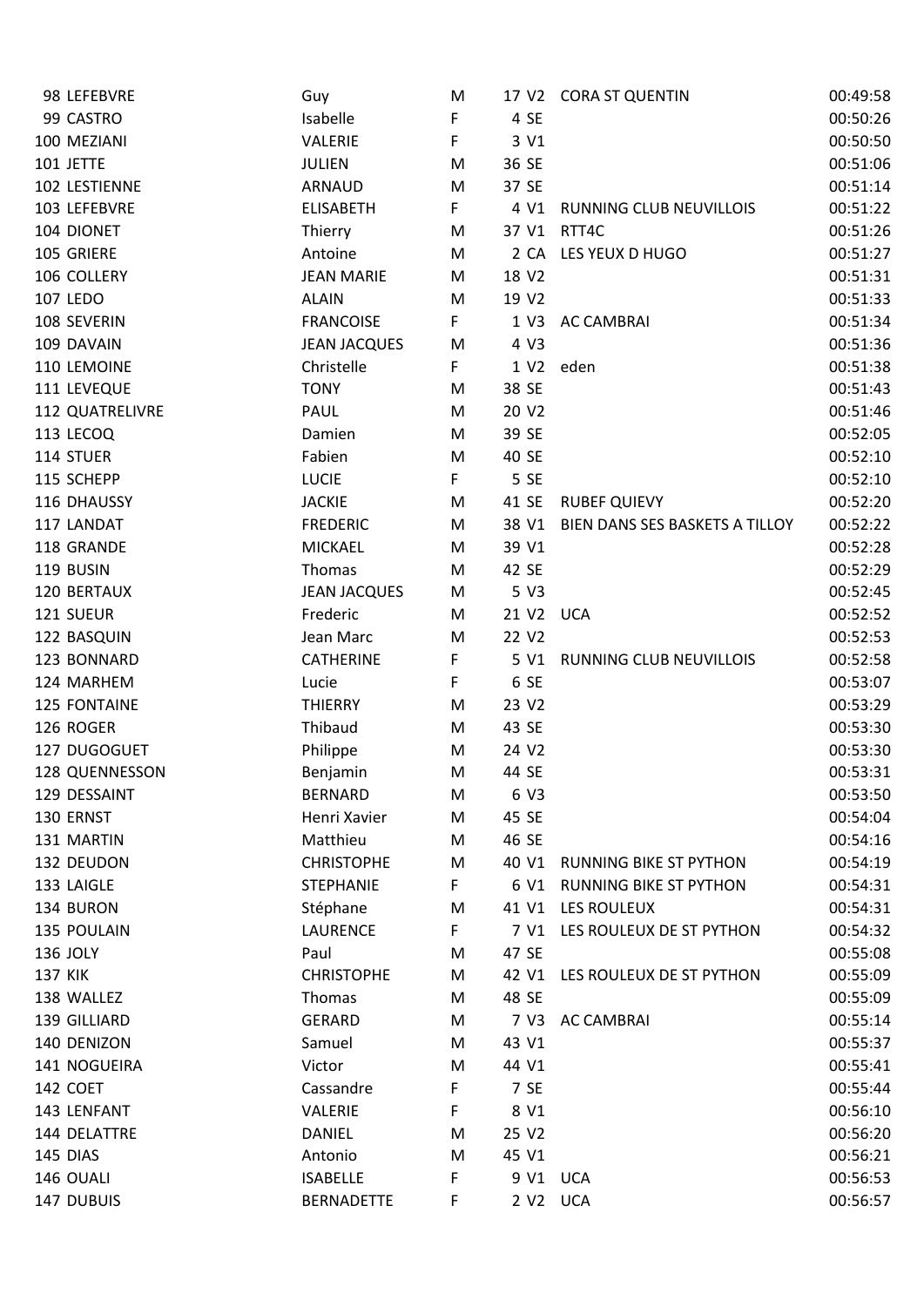| | | | | | | |
|---|---|---|---|---|---|---|
| 98 | LEFEBVRE | Guy | M | 17 V2 | CORA ST QUENTIN | 00:49:58 |
| 99 | CASTRO | Isabelle | F | 4 SE | | 00:50:26 |
| 100 | MEZIANI | VALERIE | F | 3 V1 | | 00:50:50 |
| 101 | JETTE | JULIEN | M | 36 SE | | 00:51:06 |
| 102 | LESTIENNE | ARNAUD | M | 37 SE | | 00:51:14 |
| 103 | LEFEBVRE | ELISABETH | F | 4 V1 | RUNNING CLUB NEUVILLOIS | 00:51:22 |
| 104 | DIONET | Thierry | M | 37 V1 | RTT4C | 00:51:26 |
| 105 | GRIERE | Antoine | M | 2 CA | LES YEUX D HUGO | 00:51:27 |
| 106 | COLLERY | JEAN MARIE | M | 18 V2 | | 00:51:31 |
| 107 | LEDO | ALAIN | M | 19 V2 | | 00:51:33 |
| 108 | SEVERIN | FRANCOISE | F | 1 V3 | AC CAMBRAI | 00:51:34 |
| 109 | DAVAIN | JEAN JACQUES | M | 4 V3 | | 00:51:36 |
| 110 | LEMOINE | Christelle | F | 1 V2 | eden | 00:51:38 |
| 111 | LEVEQUE | TONY | M | 38 SE | | 00:51:43 |
| 112 | QUATRELIVRE | PAUL | M | 20 V2 | | 00:51:46 |
| 113 | LECOQ | Damien | M | 39 SE | | 00:52:05 |
| 114 | STUER | Fabien | M | 40 SE | | 00:52:10 |
| 115 | SCHEPP | LUCIE | F | 5 SE | | 00:52:10 |
| 116 | DHAUSSY | JACKIE | M | 41 SE | RUBEF QUIEVY | 00:52:20 |
| 117 | LANDAT | FREDERIC | M | 38 V1 | BIEN DANS SES BASKETS A TILLOY | 00:52:22 |
| 118 | GRANDE | MICKAEL | M | 39 V1 | | 00:52:28 |
| 119 | BUSIN | Thomas | M | 42 SE | | 00:52:29 |
| 120 | BERTAUX | JEAN JACQUES | M | 5 V3 | | 00:52:45 |
| 121 | SUEUR | Frederic | M | 21 V2 | UCA | 00:52:52 |
| 122 | BASQUIN | Jean Marc | M | 22 V2 | | 00:52:53 |
| 123 | BONNARD | CATHERINE | F | 5 V1 | RUNNING CLUB NEUVILLOIS | 00:52:58 |
| 124 | MARHEM | Lucie | F | 6 SE | | 00:53:07 |
| 125 | FONTAINE | THIERRY | M | 23 V2 | | 00:53:29 |
| 126 | ROGER | Thibaud | M | 43 SE | | 00:53:30 |
| 127 | DUGOGUET | Philippe | M | 24 V2 | | 00:53:30 |
| 128 | QUENNESSON | Benjamin | M | 44 SE | | 00:53:31 |
| 129 | DESSAINT | BERNARD | M | 6 V3 | | 00:53:50 |
| 130 | ERNST | Henri Xavier | M | 45 SE | | 00:54:04 |
| 131 | MARTIN | Matthieu | M | 46 SE | | 00:54:16 |
| 132 | DEUDON | CHRISTOPHE | M | 40 V1 | RUNNING BIKE ST PYTHON | 00:54:19 |
| 133 | LAIGLE | STEPHANIE | F | 6 V1 | RUNNING BIKE ST PYTHON | 00:54:31 |
| 134 | BURON | Stéphane | M | 41 V1 | LES ROULEUX | 00:54:31 |
| 135 | POULAIN | LAURENCE | F | 7 V1 | LES ROULEUX DE ST PYTHON | 00:54:32 |
| 136 | JOLY | Paul | M | 47 SE | | 00:55:08 |
| 137 | KIK | CHRISTOPHE | M | 42 V1 | LES ROULEUX DE ST PYTHON | 00:55:09 |
| 138 | WALLEZ | Thomas | M | 48 SE | | 00:55:09 |
| 139 | GILLIARD | GERARD | M | 7 V3 | AC CAMBRAI | 00:55:14 |
| 140 | DENIZON | Samuel | M | 43 V1 | | 00:55:37 |
| 141 | NOGUEIRA | Victor | M | 44 V1 | | 00:55:41 |
| 142 | COET | Cassandre | F | 7 SE | | 00:55:44 |
| 143 | LENFANT | VALERIE | F | 8 V1 | | 00:56:10 |
| 144 | DELATTRE | DANIEL | M | 25 V2 | | 00:56:20 |
| 145 | DIAS | Antonio | M | 45 V1 | | 00:56:21 |
| 146 | OUALI | ISABELLE | F | 9 V1 | UCA | 00:56:53 |
| 147 | DUBUIS | BERNADETTE | F | 2 V2 | UCA | 00:56:57 |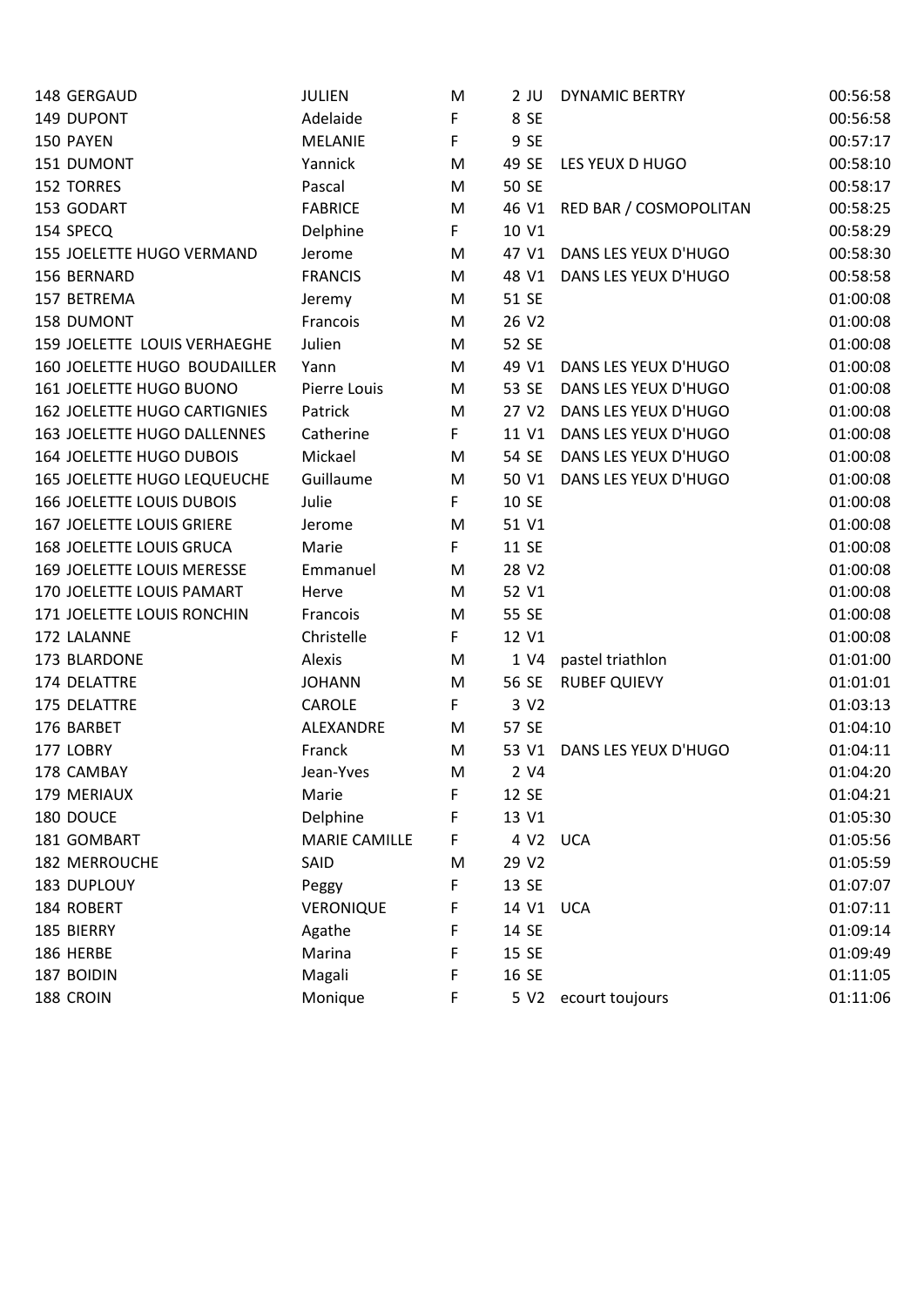| | | | | | | |
|---|---|---|---|---|---|---|
| 148 | GERGAUD | JULIEN | M | 2 JU | DYNAMIC BERTRY | 00:56:58 |
| 149 | DUPONT | Adelaide | F | 8 SE | | 00:56:58 |
| 150 | PAYEN | MELANIE | F | 9 SE | | 00:57:17 |
| 151 | DUMONT | Yannick | M | 49 SE | LES YEUX D HUGO | 00:58:10 |
| 152 | TORRES | Pascal | M | 50 SE | | 00:58:17 |
| 153 | GODART | FABRICE | M | 46 V1 | RED BAR / COSMOPOLITAN | 00:58:25 |
| 154 | SPECQ | Delphine | F | 10 V1 | | 00:58:29 |
| 155 | JOELETTE HUGO VERMAND | Jerome | M | 47 V1 | DANS LES YEUX D'HUGO | 00:58:30 |
| 156 | BERNARD | FRANCIS | M | 48 V1 | DANS LES YEUX D'HUGO | 00:58:58 |
| 157 | BETREMA | Jeremy | M | 51 SE | | 01:00:08 |
| 158 | DUMONT | Francois | M | 26 V2 | | 01:00:08 |
| 159 | JOELETTE LOUIS VERHAEGHE | Julien | M | 52 SE | | 01:00:08 |
| 160 | JOELETTE HUGO BOUDAILLER | Yann | M | 49 V1 | DANS LES YEUX D'HUGO | 01:00:08 |
| 161 | JOELETTE HUGO BUONO | Pierre Louis | M | 53 SE | DANS LES YEUX D'HUGO | 01:00:08 |
| 162 | JOELETTE HUGO CARTIGNIES | Patrick | M | 27 V2 | DANS LES YEUX D'HUGO | 01:00:08 |
| 163 | JOELETTE HUGO DALLENNES | Catherine | F | 11 V1 | DANS LES YEUX D'HUGO | 01:00:08 |
| 164 | JOELETTE HUGO DUBOIS | Mickael | M | 54 SE | DANS LES YEUX D'HUGO | 01:00:08 |
| 165 | JOELETTE HUGO LEQUEUCHE | Guillaume | M | 50 V1 | DANS LES YEUX D'HUGO | 01:00:08 |
| 166 | JOELETTE LOUIS DUBOIS | Julie | F | 10 SE | | 01:00:08 |
| 167 | JOELETTE LOUIS GRIERE | Jerome | M | 51 V1 | | 01:00:08 |
| 168 | JOELETTE LOUIS GRUCA | Marie | F | 11 SE | | 01:00:08 |
| 169 | JOELETTE LOUIS MERESSE | Emmanuel | M | 28 V2 | | 01:00:08 |
| 170 | JOELETTE LOUIS PAMART | Herve | M | 52 V1 | | 01:00:08 |
| 171 | JOELETTE LOUIS RONCHIN | Francois | M | 55 SE | | 01:00:08 |
| 172 | LALANNE | Christelle | F | 12 V1 | | 01:00:08 |
| 173 | BLARDONE | Alexis | M | 1 V4 | pastel triathlon | 01:01:00 |
| 174 | DELATTRE | JOHANN | M | 56 SE | RUBEF QUIEVY | 01:01:01 |
| 175 | DELATTRE | CAROLE | F | 3 V2 | | 01:03:13 |
| 176 | BARBET | ALEXANDRE | M | 57 SE | | 01:04:10 |
| 177 | LOBRY | Franck | M | 53 V1 | DANS LES YEUX D'HUGO | 01:04:11 |
| 178 | CAMBAY | Jean-Yves | M | 2 V4 | | 01:04:20 |
| 179 | MERIAUX | Marie | F | 12 SE | | 01:04:21 |
| 180 | DOUCE | Delphine | F | 13 V1 | | 01:05:30 |
| 181 | GOMBART | MARIE CAMILLE | F | 4 V2 | UCA | 01:05:56 |
| 182 | MERROUCHE | SAID | M | 29 V2 | | 01:05:59 |
| 183 | DUPLOUY | Peggy | F | 13 SE | | 01:07:07 |
| 184 | ROBERT | VERONIQUE | F | 14 V1 | UCA | 01:07:11 |
| 185 | BIERRY | Agathe | F | 14 SE | | 01:09:14 |
| 186 | HERBE | Marina | F | 15 SE | | 01:09:49 |
| 187 | BOIDIN | Magali | F | 16 SE | | 01:11:05 |
| 188 | CROIN | Monique | F | 5 V2 | ecourt toujours | 01:11:06 |